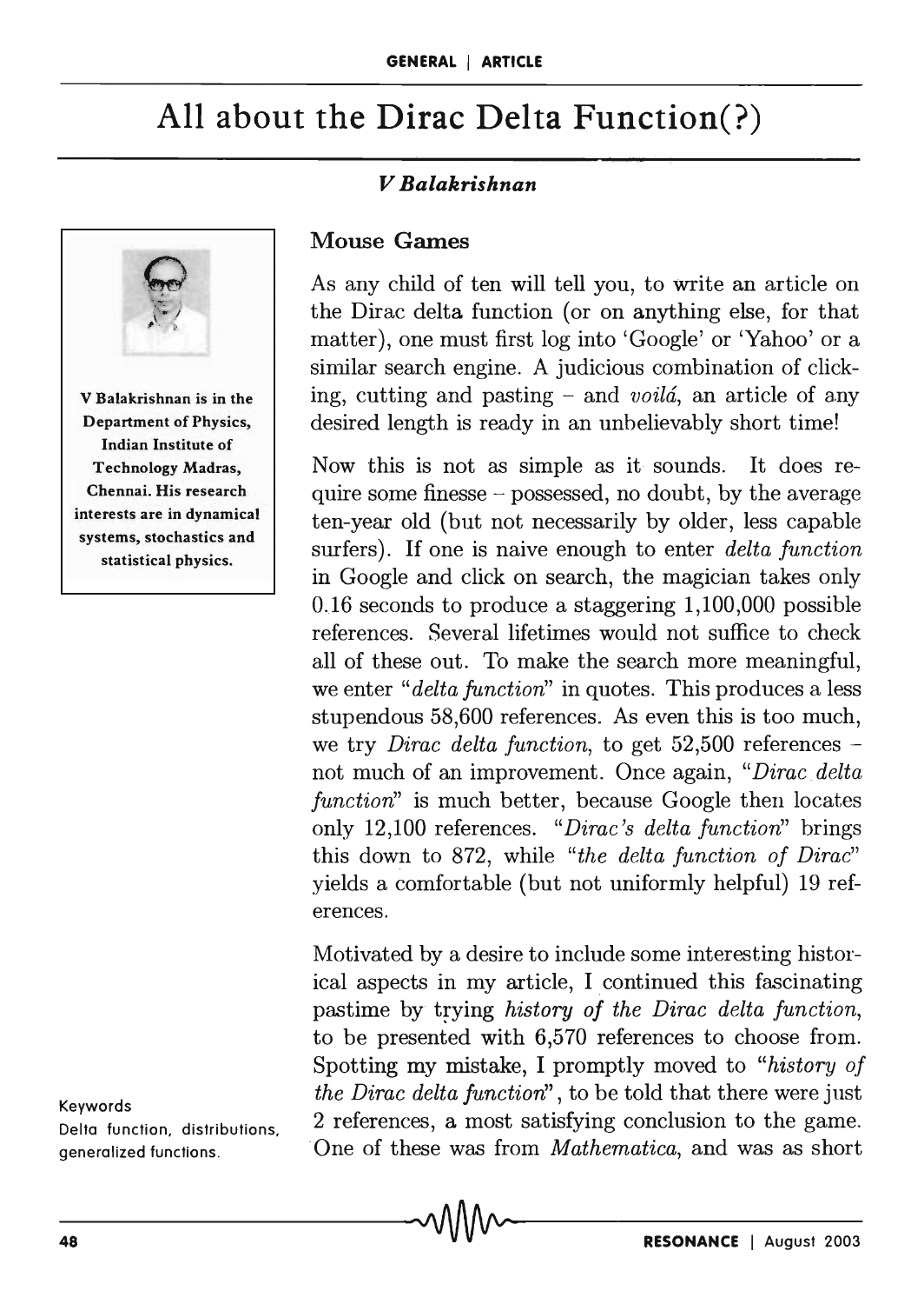# All about the Dirac Delta Function(?)

*V Balakrishnan*

V Balakrishnan is in the Department of Physics, Indian Institute of Technology Madras, Chennai. His research interests are in dynamical systems, stochastics and statistical physics.

## Mouse Games

As any child of ten will tell you, to write an article on the Dirac delta function (or on anything else, for that matter), one must first log into 'Google' or 'Yahoo' or a similar search engine. A judicious combination of clicking, cutting and pasting – and *voilá*, an article of any desired length is ready in an unbelievably short time!

Now this is not as simple as it sounds. It does require some finesse – possessed, no doubt, by the average ten-year old (but not necessarily by older, less capable surfers). If one is naive enough to enter *delta function* in Google and click on search, the magician takes only 0.16 seconds to produce a staggering 1,100,000 possible references. Several lifetimes would not suffice to check all of these out. To make the search more meaningful, we enter "*delta function*" in quotes. This produces a less stupendous 58,600 references. As even this is too much, we try *Dirac delta function*, to get 52,500 references – not much of an improvement. Once again, "*Dirac delta function*" is much better, because Google then locates only 12,100 references. "*Dirac's delta function*" brings this down to 872, while "*the delta function of Dirac*" yields a comfortable (but not uniformly helpful) 19 references.

Motivated by a desire to include some interesting historical aspects in my article, I continued this fascinating pastime by trying *history of the Dirac delta function*, to be presented with 6,570 references to choose from. Spotting my mistake, I promptly moved to "*history of the Dirac delta function*", to be told that there were just 2 references, a most satisfying conclusion to the game. One of these was from *Mathematica*, and was as short

Keywords
Delta function, distributions, generalized functions.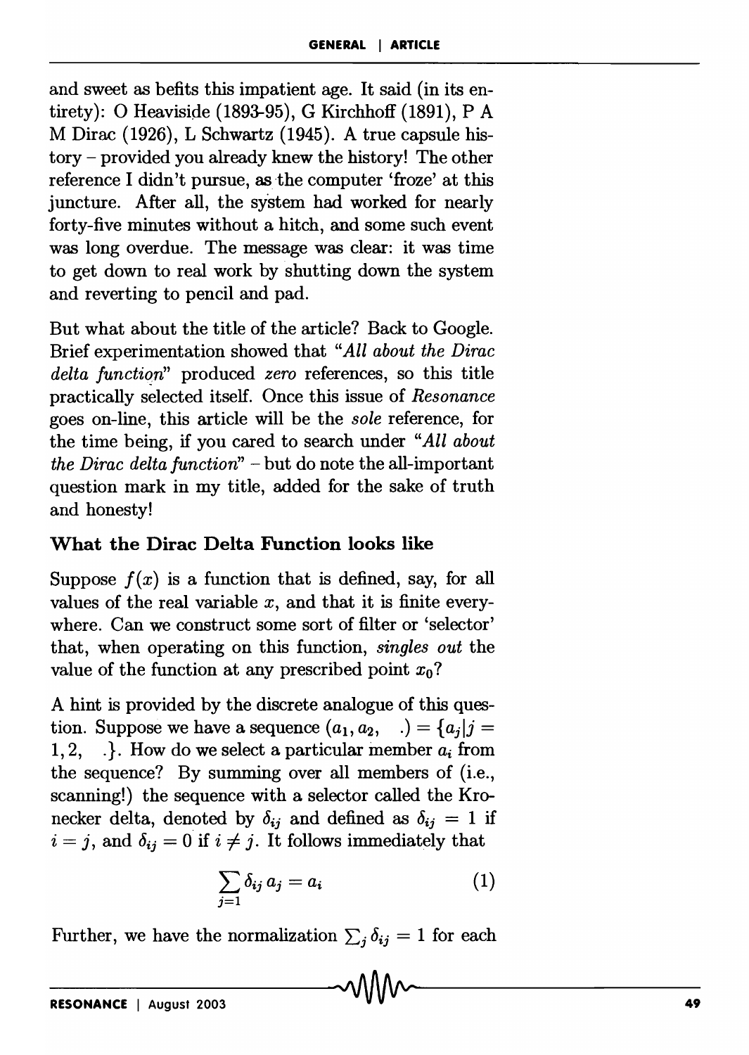and sweet as befits this impatient age. It said (in its entirety): O Heaviside (1893-95), G Kirchhoff (1891), P A M Dirac (1926), L Schwartz (1945). A true capsule history – provided you already knew the history! The other reference I didn't pursue, as the computer 'froze' at this juncture. After all, the system had worked for nearly forty-five minutes without a hitch, and some such event was long overdue. The message was clear: it was time to get down to real work by shutting down the system and reverting to pencil and pad.

But what about the title of the article? Back to Google. Brief experimentation showed that "*All about the Dirac delta function*" produced *zero* references, so this title practically selected itself. Once this issue of *Resonance* goes on-line, this article will be the *sole* reference, for the time being, if you cared to search under "*All about the Dirac delta function*" – but do note the all-important question mark in my title, added for the sake of truth and honesty!

### What the Dirac Delta Function looks like

Suppose $f(x)$ is a function that is defined, say, for all values of the real variable $x$, and that it is finite everywhere. Can we construct some sort of filter or 'selector' that, when operating on this function, *singles out* the value of the function at any prescribed point $x_0$?

A hint is provided by the discrete analogue of this question. Suppose we have a sequence $(a_1, a_2, \ldots) = \{a_j | j = 1, 2, \ldots\}$. How do we select a particular member $a_i$ from the sequence? By summing over all members of (i.e., scanning!) the sequence with a selector called the Kronecker delta, denoted by $\delta_{ij}$ and defined as $\delta_{ij} = 1$ if $i = j$, and $\delta_{ij} = 0$ if $i \neq j$. It follows immediately that

$$\sum_{j=1} \delta_{ij}\, a_j = a_i \tag{1}$$

Further, we have the normalization $\sum_j \delta_{ij} = 1$ for each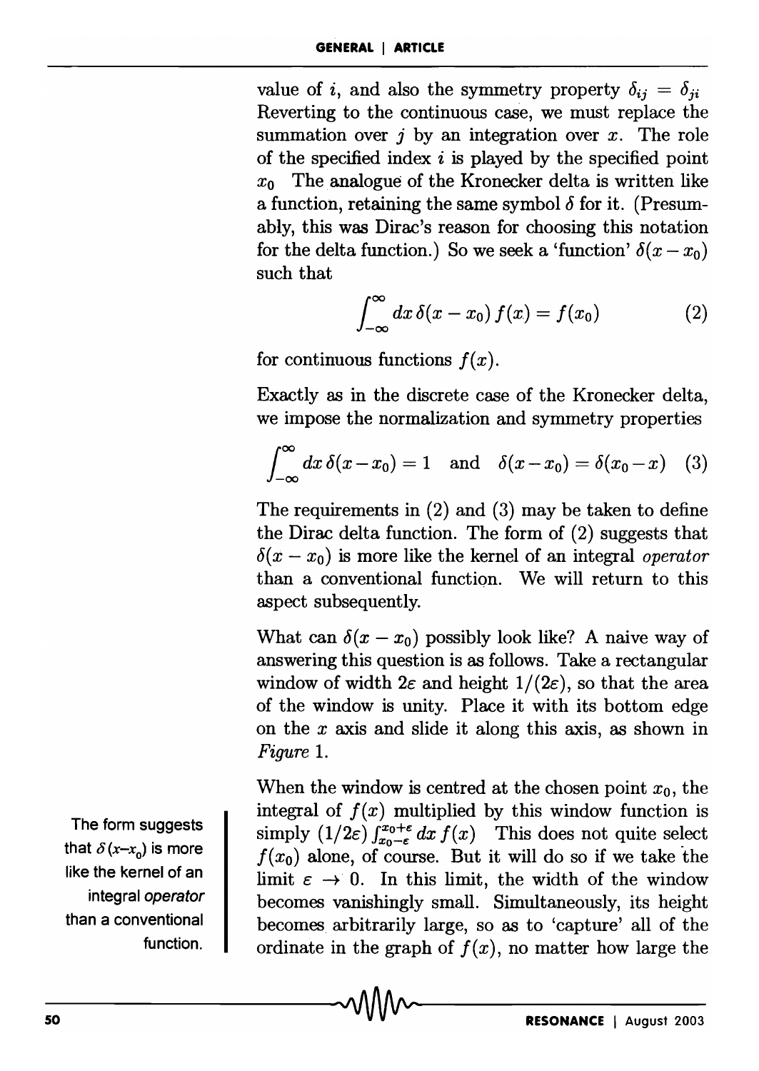value of $i$, and also the symmetry property $\delta_{ij} = \delta_{ji}$ Reverting to the continuous case, we must replace the summation over $j$ by an integration over $x$. The role of the specified index $i$ is played by the specified point $x_0$ The analogue of the Kronecker delta is written like a function, retaining the same symbol $\delta$ for it. (Presumably, this was Dirac's reason for choosing this notation for the delta function.) So we seek a 'function' $\delta(x - x_0)$ such that

$$\int_{-\infty}^{\infty} dx\, \delta(x - x_0)\, f(x) = f(x_0) \tag{2}$$

for continuous functions $f(x)$.

Exactly as in the discrete case of the Kronecker delta, we impose the normalization and symmetry properties

$$\int_{-\infty}^{\infty} dx\, \delta(x - x_0) = 1 \quad \text{and} \quad \delta(x - x_0) = \delta(x_0 - x) \tag{3}$$

The requirements in (2) and (3) may be taken to define the Dirac delta function. The form of (2) suggests that $\delta(x - x_0)$ is more like the kernel of an integral *operator* than a conventional function. We will return to this aspect subsequently.

What can $\delta(x - x_0)$ possibly look like? A naive way of answering this question is as follows. Take a rectangular window of width $2\varepsilon$ and height $1/(2\varepsilon)$, so that the area of the window is unity. Place it with its bottom edge on the $x$ axis and slide it along this axis, as shown in *Figure* 1.

The form suggests that $\delta(x-x_0)$ is more like the kernel of an integral *operator* than a conventional function.

When the window is centred at the chosen point $x_0$, the integral of $f(x)$ multiplied by this window function is simply $(1/2\varepsilon) \int_{x_0-\varepsilon}^{x_0+\varepsilon} dx\, f(x)$ This does not quite select $f(x_0)$ alone, of course. But it will do so if we take the limit $\varepsilon \to 0$. In this limit, the width of the window becomes vanishingly small. Simultaneously, its height becomes arbitrarily large, so as to 'capture' all of the ordinate in the graph of $f(x)$, no matter how large the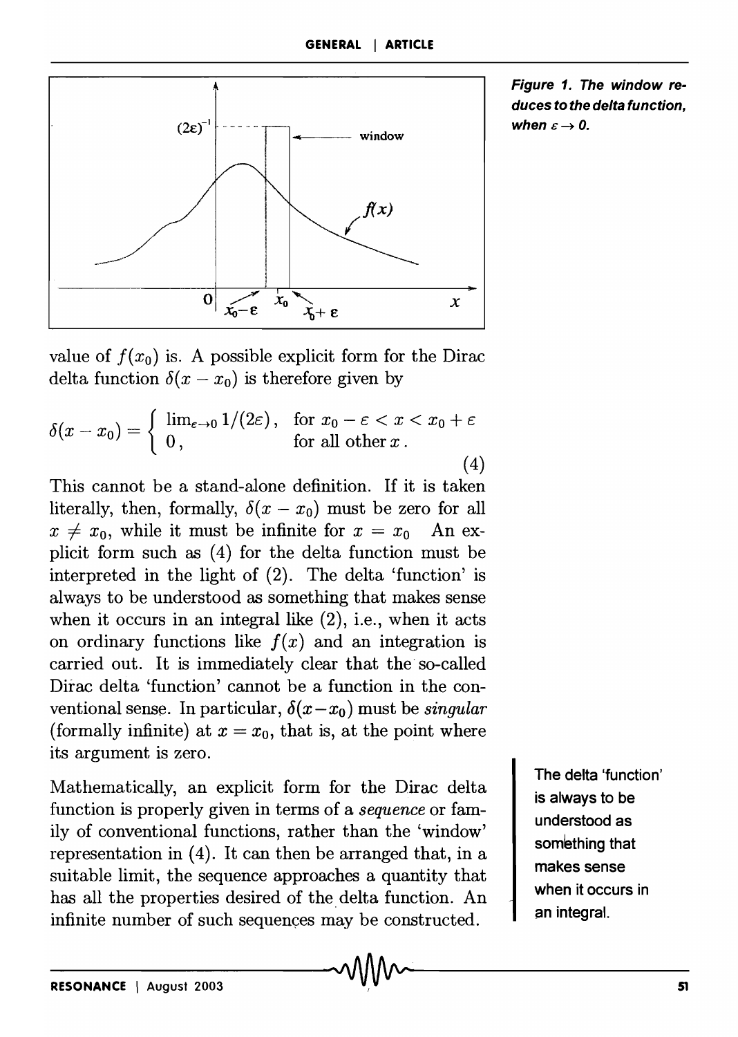Figure 1. The window reduces to the delta function, when $\varepsilon \to 0$.

value of $f(x_0)$ is. A possible explicit form for the Dirac delta function $\delta(x - x_0)$ is therefore given by

$$\delta(x - x_0) = \begin{cases} \lim_{\varepsilon \to 0} 1/(2\varepsilon), & \text{for } x_0 - \varepsilon < x < x_0 + \varepsilon \\ 0, & \text{for all other } x. \end{cases} \tag{4}$$

This cannot be a stand-alone definition. If it is taken literally, then, formally, $\delta(x - x_0)$ must be zero for all $x \neq x_0$, while it must be infinite for $x = x_0$ An explicit form such as (4) for the delta function must be interpreted in the light of (2). The delta 'function' is always to be understood as something that makes sense when it occurs in an integral like (2), i.e., when it acts on ordinary functions like $f(x)$ and an integration is carried out. It is immediately clear that the so-called Dirac delta 'function' cannot be a function in the conventional sense. In particular, $\delta(x - x_0)$ must be *singular* (formally infinite) at $x = x_0$, that is, at the point where its argument is zero.

> The delta 'function' is always to be understood as something that makes sense when it occurs in an integral.

Mathematically, an explicit form for the Dirac delta function is properly given in terms of a *sequence* or family of conventional functions, rather than the 'window' representation in (4). It can then be arranged that, in a suitable limit, the sequence approaches a quantity that has all the properties desired of the delta function. An infinite number of such sequences may be constructed.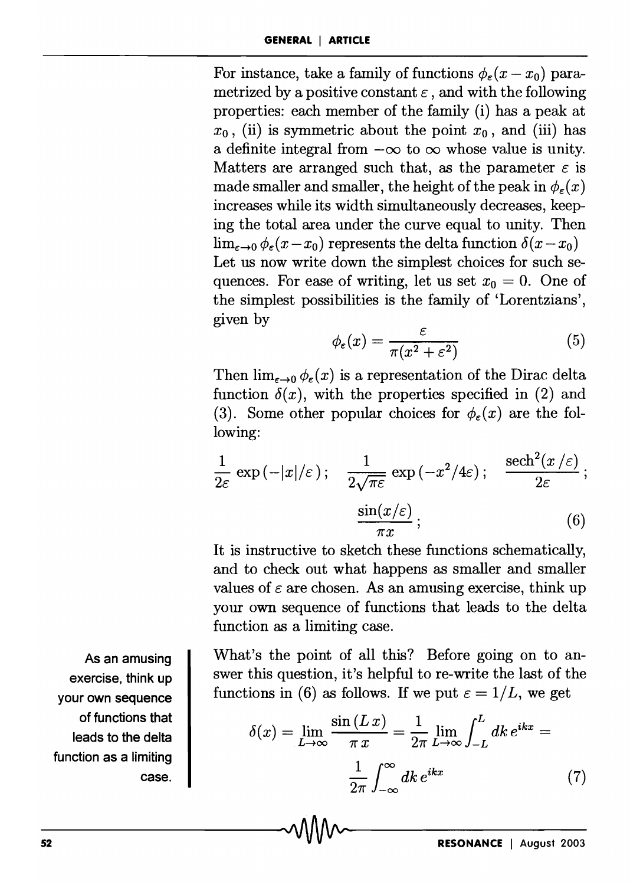For instance, take a family of functions $\phi_\varepsilon(x - x_0)$ parametrized by a positive constant $\varepsilon$, and with the following properties: each member of the family (i) has a peak at $x_0$, (ii) is symmetric about the point $x_0$, and (iii) has a definite integral from $-\infty$ to $\infty$ whose value is unity. Matters are arranged such that, as the parameter $\varepsilon$ is made smaller and smaller, the height of the peak in $\phi_\varepsilon(x)$ increases while its width simultaneously decreases, keeping the total area under the curve equal to unity. Then $\lim_{\varepsilon \to 0} \phi_\varepsilon(x - x_0)$ represents the delta function $\delta(x - x_0)$

Let us now write down the simplest choices for such sequences. For ease of writing, let us set $x_0 = 0$. One of the simplest possibilities is the family of 'Lorentzians', given by

$$\phi_\varepsilon(x) = \frac{\varepsilon}{\pi(x^2 + \varepsilon^2)} \tag{5}$$

Then $\lim_{\varepsilon \to 0} \phi_\varepsilon(x)$ is a representation of the Dirac delta function $\delta(x)$, with the properties specified in (2) and (3). Some other popular choices for $\phi_\varepsilon(x)$ are the following:

$$\frac{1}{2\varepsilon} \exp(-|x|/\varepsilon); \quad \frac{1}{2\sqrt{\pi\varepsilon}} \exp(-x^2/4\varepsilon); \quad \frac{\operatorname{sech}^2(x/\varepsilon)}{2\varepsilon}; \quad \frac{\sin(x/\varepsilon)}{\pi x}; \tag{6}$$

It is instructive to sketch these functions schematically, and to check out what happens as smaller and smaller values of $\varepsilon$ are chosen. As an amusing exercise, think up your own sequence of functions that leads to the delta function as a limiting case.

> As an amusing exercise, think up your own sequence of functions that leads to the delta function as a limiting case.

What's the point of all this? Before going on to answer this question, it's helpful to re-write the last of the functions in (6) as follows. If we put $\varepsilon = 1/L$, we get

$$\delta(x) = \lim_{L \to \infty} \frac{\sin(Lx)}{\pi x} = \frac{1}{2\pi} \lim_{L \to \infty} \int_{-L}^{L} dk\, e^{ikx} = \frac{1}{2\pi} \int_{-\infty}^{\infty} dk\, e^{ikx} \tag{7}$$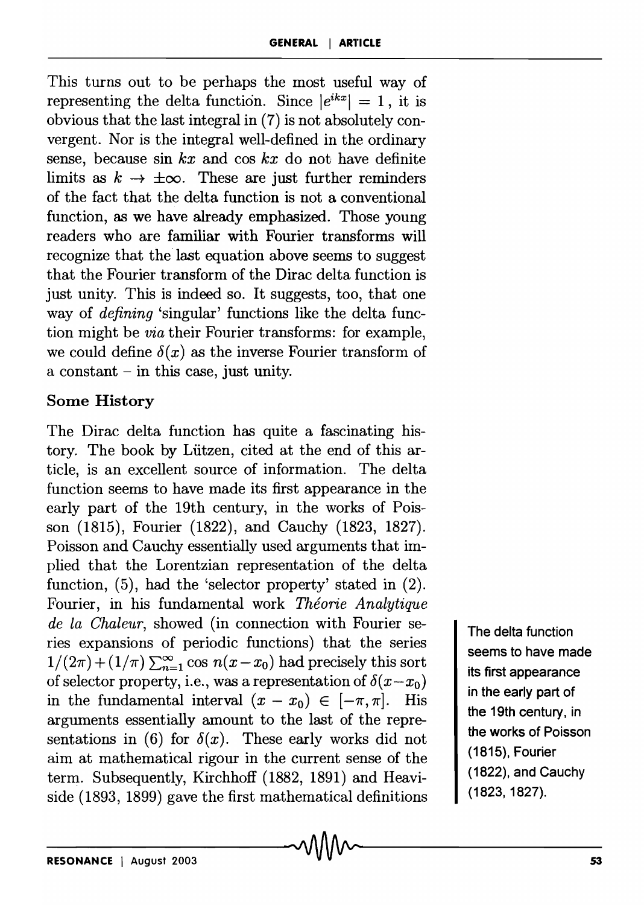This turns out to be perhaps the most useful way of representing the delta function. Since $|e^{ikx}| = 1$, it is obvious that the last integral in (7) is not absolutely convergent. Nor is the integral well-defined in the ordinary sense, because $\sin kx$ and $\cos kx$ do not have definite limits as $k \to \pm\infty$. These are just further reminders of the fact that the delta function is not a conventional function, as we have already emphasized. Those young readers who are familiar with Fourier transforms will recognize that the last equation above seems to suggest that the Fourier transform of the Dirac delta function is just unity. This is indeed so. It suggests, too, that one way of *defining* 'singular' functions like the delta function might be *via* their Fourier transforms: for example, we could define $\delta(x)$ as the inverse Fourier transform of a constant – in this case, just unity.

## Some History

The Dirac delta function has quite a fascinating history. The book by Lützen, cited at the end of this article, is an excellent source of information. The delta function seems to have made its first appearance in the early part of the 19th century, in the works of Poisson (1815), Fourier (1822), and Cauchy (1823, 1827). Poisson and Cauchy essentially used arguments that implied that the Lorentzian representation of the delta function, (5), had the 'selector property' stated in (2). Fourier, in his fundamental work *Théorie Analytique de la Chaleur*, showed (in connection with Fourier series expansions of periodic functions) that the series $1/(2\pi) + (1/\pi)\sum_{n=1}^{\infty} \cos n(x - x_0)$ had precisely this sort of selector property, i.e., was a representation of $\delta(x - x_0)$ in the fundamental interval $(x - x_0) \in [-\pi, \pi]$. His arguments essentially amount to the last of the representations in (6) for $\delta(x)$. These early works did not aim at mathematical rigour in the current sense of the term. Subsequently, Kirchhoff (1882, 1891) and Heaviside (1893, 1899) gave the first mathematical definitions

The delta function seems to have made its first appearance in the early part of the 19th century, in the works of Poisson (1815), Fourier (1822), and Cauchy (1823, 1827).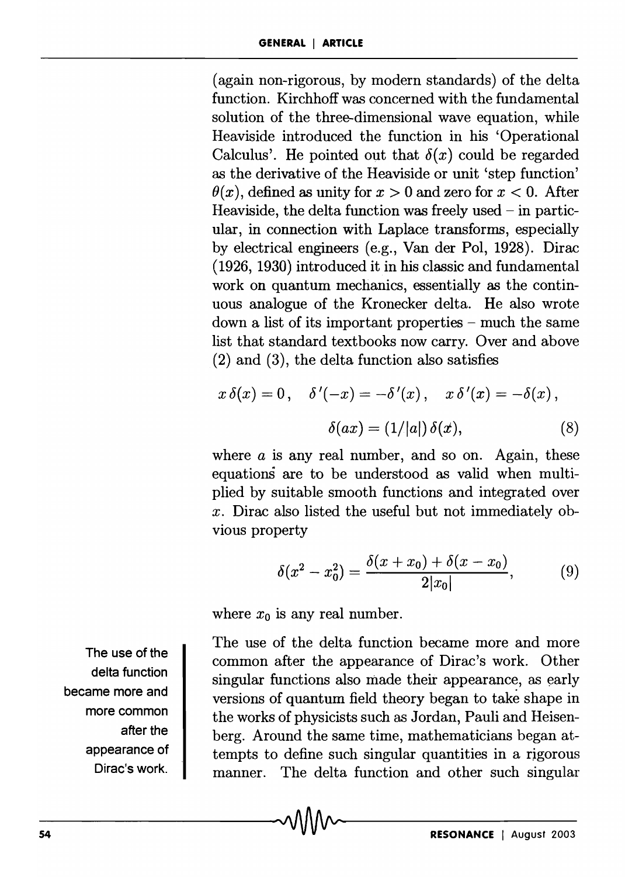(again non-rigorous, by modern standards) of the delta function. Kirchhoff was concerned with the fundamental solution of the three-dimensional wave equation, while Heaviside introduced the function in his 'Operational Calculus'. He pointed out that $\delta(x)$ could be regarded as the derivative of the Heaviside or unit 'step function' $\theta(x)$, defined as unity for $x > 0$ and zero for $x < 0$. After Heaviside, the delta function was freely used – in particular, in connection with Laplace transforms, especially by electrical engineers (e.g., Van der Pol, 1928). Dirac (1926, 1930) introduced it in his classic and fundamental work on quantum mechanics, essentially as the continuous analogue of the Kronecker delta. He also wrote down a list of its important properties – much the same list that standard textbooks now carry. Over and above (2) and (3), the delta function also satisfies

$$x\,\delta(x) = 0\,, \quad \delta\,'(-x) = -\delta\,'(x)\,, \quad x\,\delta\,'(x) = -\delta(x)\,,$$
$$\delta(ax) = (1/|a|)\,\delta(x), \tag{8}$$

where $a$ is any real number, and so on. Again, these equations are to be understood as valid when multiplied by suitable smooth functions and integrated over $x$. Dirac also listed the useful but not immediately obvious property

$$\delta(x^2 - x_0^2) = \frac{\delta(x + x_0) + \delta(x - x_0)}{2|x_0|}, \tag{9}$$

where $x_0$ is any real number.

The use of the delta function became more and more common after the appearance of Dirac's work.

The use of the delta function became more and more common after the appearance of Dirac's work. Other singular functions also made their appearance, as early versions of quantum field theory began to take shape in the works of physicists such as Jordan, Pauli and Heisenberg. Around the same time, mathematicians began attempts to define such singular quantities in a rigorous manner. The delta function and other such singular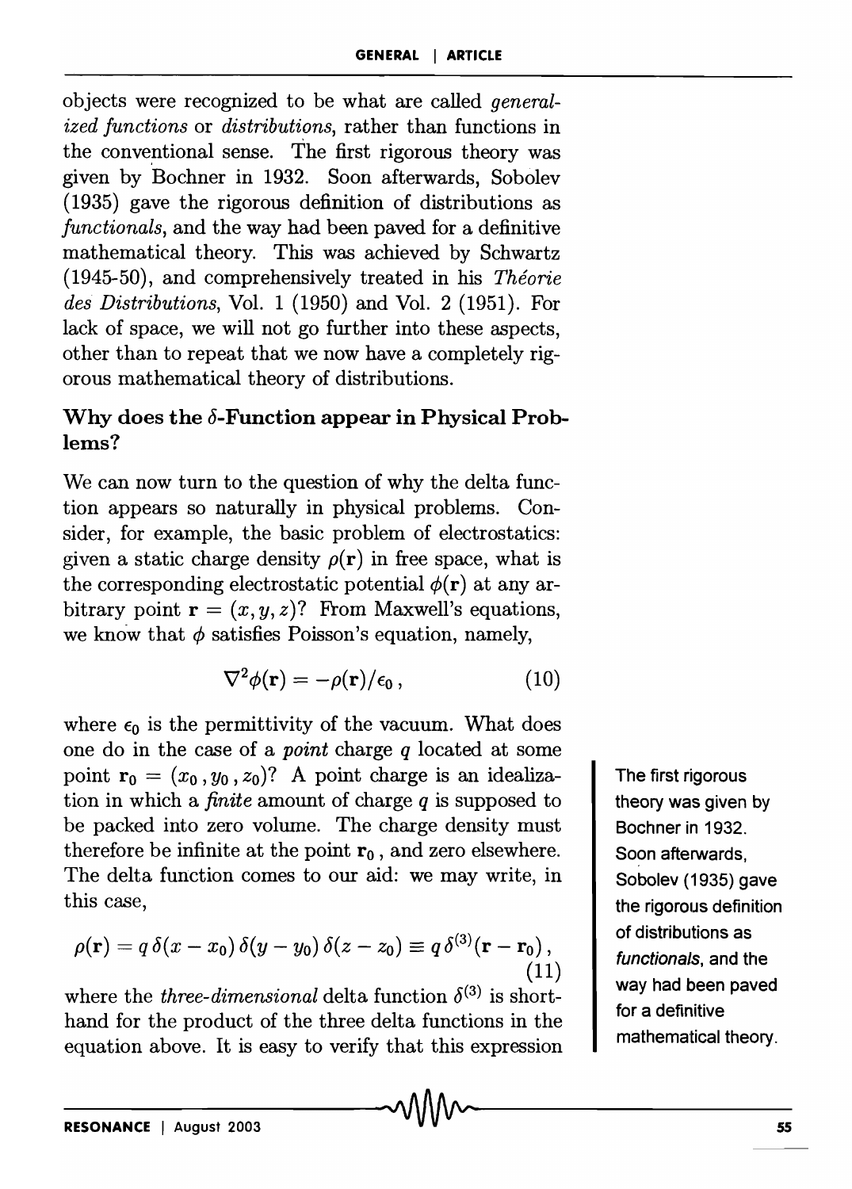objects were recognized to be what are called *generalized functions* or *distributions*, rather than functions in the conventional sense. The first rigorous theory was given by Bochner in 1932. Soon afterwards, Sobolev (1935) gave the rigorous definition of distributions as *functionals*, and the way had been paved for a definitive mathematical theory. This was achieved by Schwartz (1945-50), and comprehensively treated in his *Théorie des Distributions*, Vol. 1 (1950) and Vol. 2 (1951). For lack of space, we will not go further into these aspects, other than to repeat that we now have a completely rigorous mathematical theory of distributions.

### Why does the $\delta$-Function appear in Physical Problems?

We can now turn to the question of why the delta function appears so naturally in physical problems. Consider, for example, the basic problem of electrostatics: given a static charge density $\rho(\mathbf{r})$ in free space, what is the corresponding electrostatic potential $\phi(\mathbf{r})$ at any arbitrary point $\mathbf{r} = (x, y, z)$? From Maxwell's equations, we know that $\phi$ satisfies Poisson's equation, namely,

$$\nabla^2\phi(\mathbf{r}) = -\rho(\mathbf{r})/\epsilon_0\,, \tag{10}$$

where $\epsilon_0$ is the permittivity of the vacuum. What does one do in the case of a *point* charge $q$ located at some point $\mathbf{r}_0 = (x_0\,, y_0\,, z_0)$? A point charge is an idealization in which a *finite* amount of charge $q$ is supposed to be packed into zero volume. The charge density must therefore be infinite at the point $\mathbf{r}_0$, and zero elsewhere. The delta function comes to our aid: we may write, in this case,

$$\rho(\mathbf{r}) = q\,\delta(x - x_0)\,\delta(y - y_0)\,\delta(z - z_0) \equiv q\,\delta^{(3)}(\mathbf{r} - \mathbf{r}_0)\,, \tag{11}$$

where the *three-dimensional* delta function $\delta^{(3)}$ is shorthand for the product of the three delta functions in the equation above. It is easy to verify that this expression

The first rigorous theory was given by Bochner in 1932. Soon afterwards, Sobolev (1935) gave the rigorous definition of distributions as *functionals*, and the way had been paved for a definitive mathematical theory.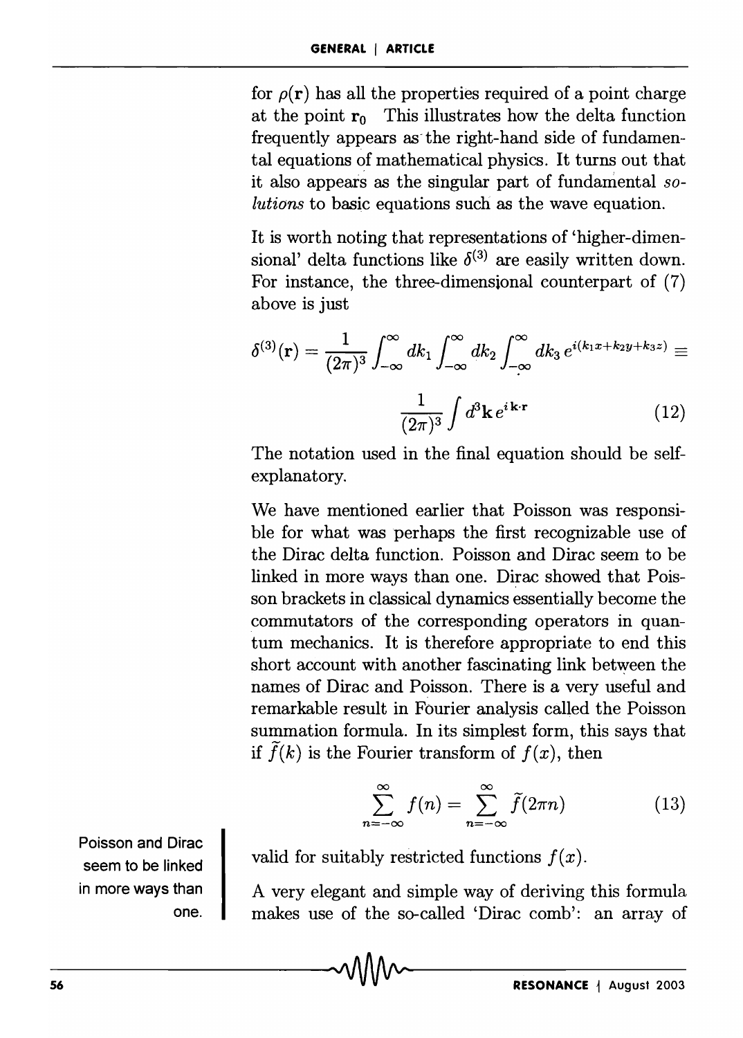for $\rho(\mathbf{r})$ has all the properties required of a point charge at the point $\mathbf{r}_0$ This illustrates how the delta function frequently appears as the right-hand side of fundamental equations of mathematical physics. It turns out that it also appears as the singular part of fundamental *solutions* to basic equations such as the wave equation.

It is worth noting that representations of 'higher-dimensional' delta functions like $\delta^{(3)}$ are easily written down. For instance, the three-dimensional counterpart of (7) above is just

$$\delta^{(3)}(\mathbf{r}) = \frac{1}{(2\pi)^3}\int_{-\infty}^{\infty} dk_1 \int_{-\infty}^{\infty} dk_2 \int_{-\infty}^{\infty} dk_3\, e^{i(k_1 x + k_2 y + k_3 z)} \equiv \frac{1}{(2\pi)^3}\int d^3\mathbf{k}\, e^{i\mathbf{k}\cdot\mathbf{r}} \tag{12}$$

The notation used in the final equation should be self-explanatory.

We have mentioned earlier that Poisson was responsible for what was perhaps the first recognizable use of the Dirac delta function. Poisson and Dirac seem to be linked in more ways than one. Dirac showed that Poisson brackets in classical dynamics essentially become the commutators of the corresponding operators in quantum mechanics. It is therefore appropriate to end this short account with another fascinating link between the names of Dirac and Poisson. There is a very useful and remarkable result in Fourier analysis called the Poisson summation formula. In its simplest form, this says that if $\widetilde{f}(k)$ is the Fourier transform of $f(x)$, then

$$\sum_{n=-\infty}^{\infty} f(n) = \sum_{n=-\infty}^{\infty} \widetilde{f}(2\pi n) \tag{13}$$

valid for suitably restricted functions $f(x)$.

Poisson and Dirac seem to be linked in more ways than one.

A very elegant and simple way of deriving this formula makes use of the so-called 'Dirac comb': an array of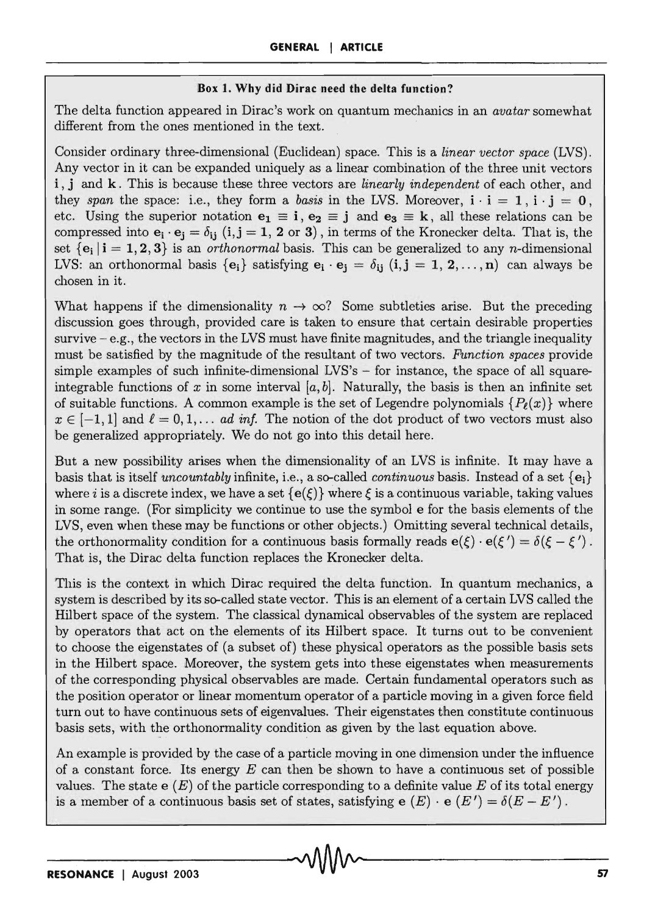### Box 1. Why did Dirac need the delta function?

The delta function appeared in Dirac's work on quantum mechanics in an *avatar* somewhat different from the ones mentioned in the text.

Consider ordinary three-dimensional (Euclidean) space. This is a *linear vector space* (LVS). Any vector in it can be expanded uniquely as a linear combination of the three unit vectors $\mathbf{i}$, $\mathbf{j}$ and $\mathbf{k}$. This is because these three vectors are *linearly independent* of each other, and they *span* the space: i.e., they form a *basis* in the LVS. Moreover, $\mathbf{i} \cdot \mathbf{i} = 1$, $\mathbf{i} \cdot \mathbf{j} = 0$, etc. Using the superior notation $\mathbf{e_1} \equiv \mathbf{i}$, $\mathbf{e_2} \equiv \mathbf{j}$ and $\mathbf{e_3} \equiv \mathbf{k}$, all these relations can be compressed into $\mathbf{e_i} \cdot \mathbf{e_j} = \delta_{ij}$ $(\mathbf{i}, \mathbf{j} = \mathbf{1}, \mathbf{2} \text{ or } \mathbf{3})$, in terms of the Kronecker delta. That is, the set $\{\mathbf{e_i} \,|\, \mathbf{i} = \mathbf{1}, \mathbf{2}, \mathbf{3}\}$ is an *orthonormal* basis. This can be generalized to any $n$-dimensional LVS: an orthonormal basis $\{\mathbf{e_i}\}$ satisfying $\mathbf{e_i} \cdot \mathbf{e_j} = \delta_{ij}$ $(\mathbf{i}, \mathbf{j} = \mathbf{1}, \mathbf{2}, \ldots, \mathbf{n})$ can always be chosen in it.

What happens if the dimensionality $n \to \infty$? Some subtleties arise. But the preceding discussion goes through, provided care is taken to ensure that certain desirable properties survive – e.g., the vectors in the LVS must have finite magnitudes, and the triangle inequality must be satisfied by the magnitude of the resultant of two vectors. *Function spaces* provide simple examples of such infinite-dimensional LVS's – for instance, the space of all square-integrable functions of $x$ in some interval $[a, b]$. Naturally, the basis is then an infinite set of suitable functions. A common example is the set of Legendre polynomials $\{P_\ell(x)\}$ where $x \in [-1, 1]$ and $\ell = 0, 1, \ldots$ *ad inf.* The notion of the dot product of two vectors must also be generalized appropriately. We do not go into this detail here.

But a new possibility arises when the dimensionality of an LVS is infinite. It may have a basis that is itself *uncountably* infinite, i.e., a so-called *continuous* basis. Instead of a set $\{\mathbf{e_i}\}$ where $i$ is a discrete index, we have a set $\{\mathbf{e}(\xi)\}$ where $\xi$ is a continuous variable, taking values in some range. (For simplicity we continue to use the symbol $\mathbf{e}$ for the basis elements of the LVS, even when these may be functions or other objects.) Omitting several technical details, the orthonormality condition for a continuous basis formally reads $\mathbf{e}(\xi) \cdot \mathbf{e}(\xi') = \delta(\xi - \xi')$. That is, the Dirac delta function replaces the Kronecker delta.

This is the context in which Dirac required the delta function. In quantum mechanics, a system is described by its so-called state vector. This is an element of a certain LVS called the Hilbert space of the system. The classical dynamical observables of the system are replaced by operators that act on the elements of its Hilbert space. It turns out to be convenient to choose the eigenstates of (a subset of) these physical operators as the possible basis sets in the Hilbert space. Moreover, the system gets into these eigenstates when measurements of the corresponding physical observables are made. Certain fundamental operators such as the position operator or linear momentum operator of a particle moving in a given force field turn out to have continuous sets of eigenvalues. Their eigenstates then constitute continuous basis sets, with the orthonormality condition as given by the last equation above.

An example is provided by the case of a particle moving in one dimension under the influence of a constant force. Its energy $E$ can then be shown to have a continuous set of possible values. The state $\mathbf{e}\,(E)$ of the particle corresponding to a definite value $E$ of its total energy is a member of a continuous basis set of states, satisfying $\mathbf{e}\,(E) \cdot \mathbf{e}\,(E') = \delta(E - E')$.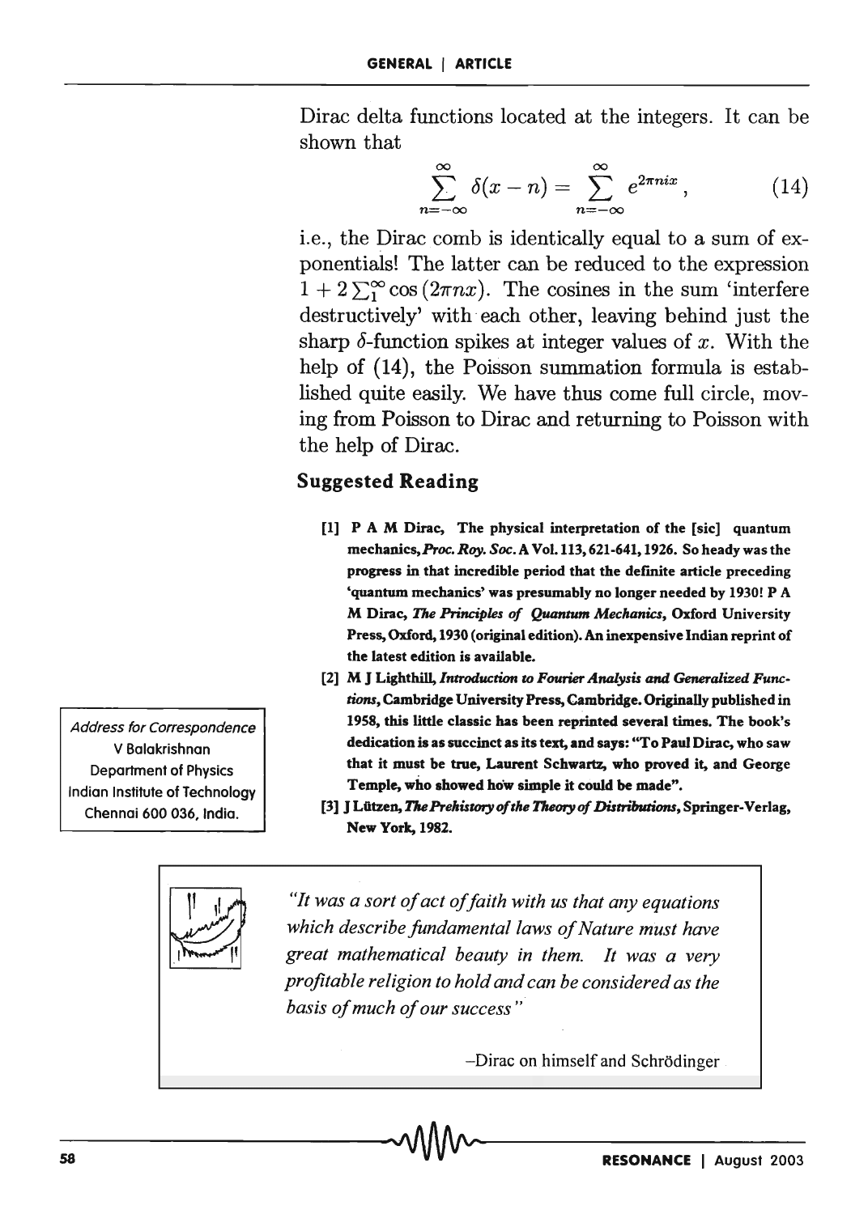Dirac delta functions located at the integers. It can be shown that

$$\sum_{n=-\infty}^{\infty} \delta(x-n) = \sum_{n=-\infty}^{\infty} e^{2\pi n i x}\,, \tag{14}$$

i.e., the Dirac comb is identically equal to a sum of exponentials! The latter can be reduced to the expression $1 + 2\sum_{1}^{\infty} \cos(2\pi n x)$. The cosines in the sum 'interfere destructively' with each other, leaving behind just the sharp $\delta$-function spikes at integer values of $x$. With the help of (14), the Poisson summation formula is established quite easily. We have thus come full circle, moving from Poisson to Dirac and returning to Poisson with the help of Dirac.

## Suggested Reading

[1] **P A M Dirac, The physical interpretation of the [sic] quantum mechanics, *Proc. Roy. Soc.* A Vol. 113, 621-641, 1926. So heady was the progress in that incredible period that the definite article preceding 'quantum mechanics' was presumably no longer needed by 1930! P A M Dirac, *The Principles of Quantum Mechanics*, Oxford University Press, Oxford, 1930 (original edition). An inexpensive Indian reprint of the latest edition is available.**

[2] **M J Lighthill, *Introduction to Fourier Analysis and Generalized Functions*, Cambridge University Press, Cambridge. Originally published in 1958, this little classic has been reprinted several times. The book's dedication is as succinct as its text, and says: "To Paul Dirac, who saw that it must be true, Laurent Schwartz, who proved it, and George Temple, who showed how simple it could be made".**

[3] **J Lützen, *The Prehistory of the Theory of Distributions*, Springer-Verlag, New York, 1982.**

*Address for Correspondence*
V Balakrishnan
Department of Physics
Indian Institute of Technology
Chennai 600 036, India.

*"It was a sort of act of faith with us that any equations which describe fundamental laws of Nature must have great mathematical beauty in them. It was a very profitable religion to hold and can be considered as the basis of much of our success"*

–Dirac on himself and Schrödinger